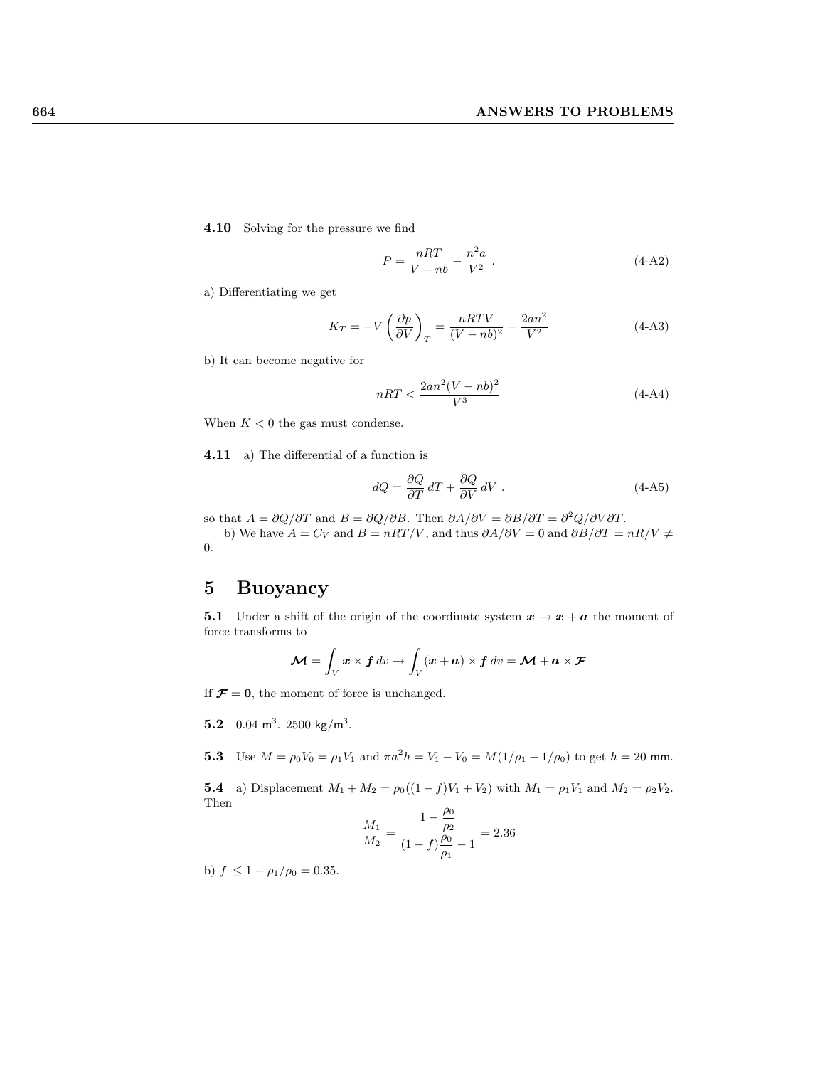**4.10** Solving for the pressure we find

$$P = \frac{nRT}{V - nb} - \frac{n^2 a}{V^2} \ . \tag{4-A2}$$

a) Differentiating we get

$$K_T = -V\left(\frac{\partial p}{\partial V}\right)_T = \frac{nRTV}{(V-nb)^2} - \frac{2an^2}{V^2} \tag{4-A3}$$

b) It can become negative for

$$nRT < \frac{2an^2(V-nb)^2}{V^3} \tag{4-A4}$$

When $K < 0$ the gas must condense.

**4.11** a) The differential of a function is

$$dQ = \frac{\partial Q}{\partial T}\, dT + \frac{\partial Q}{\partial V}\, dV \ . \tag{4-A5}$$

so that $A = \partial Q/\partial T$ and $B = \partial Q/\partial B$. Then $\partial A/\partial V = \partial B/\partial T = \partial^2 Q/\partial V \partial T$.

b) We have $A = C_V$ and $B = nRT/V$, and thus $\partial A/\partial V = 0$ and $\partial B/\partial T = nR/V \neq 0$.

# 5 Buoyancy

**5.1** Under a shift of the origin of the coordinate system $\boldsymbol{x} \to \boldsymbol{x} + \boldsymbol{a}$ the moment of force transforms to

$$\boldsymbol{\mathcal{M}} = \int_V \boldsymbol{x} \times \boldsymbol{f}\, dv \to \int_V (\boldsymbol{x} + \boldsymbol{a}) \times \boldsymbol{f}\, dv = \boldsymbol{\mathcal{M}} + \boldsymbol{a} \times \boldsymbol{\mathcal{F}}$$

If $\boldsymbol{\mathcal{F}} = \boldsymbol{0}$, the moment of force is unchanged.

**5.2** $0.04\ \mathsf{m}^3$. $2500\ \mathsf{kg/m}^3$.

**5.3** Use $M = \rho_0 V_0 = \rho_1 V_1$ and $\pi a^2 h = V_1 - V_0 = M(1/\rho_1 - 1/\rho_0)$ to get $h = 20$ mm.

**5.4** a) Displacement $M_1 + M_2 = \rho_0((1-f)V_1 + V_2)$ with $M_1 = \rho_1 V_1$ and $M_2 = \rho_2 V_2$. Then

$$\frac{M_1}{M_2} = \frac{1 - \dfrac{\rho_0}{\rho_2}}{(1-f)\dfrac{\rho_0}{\rho_1} - 1} = 2.36$$

b) $f \leq 1 - \rho_1/\rho_0 = 0.35$.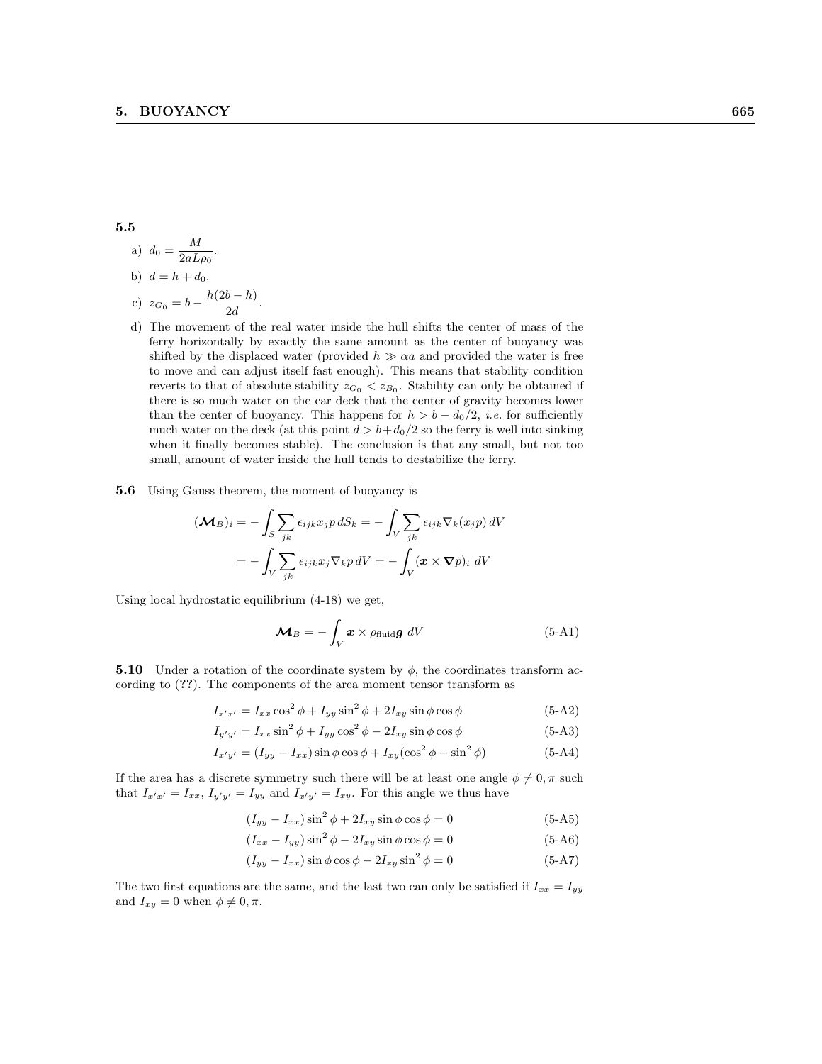**5.5**

a) $d_0 = \dfrac{M}{2aL\rho_0}$.

b) $d = h + d_0$.

c) $z_{G_0} = b - \dfrac{h(2b-h)}{2d}$.

d) The movement of the real water inside the hull shifts the center of mass of the ferry horizontally by exactly the same amount as the center of buoyancy was shifted by the displaced water (provided $h \gg \alpha a$ and provided the water is free to move and can adjust itself fast enough). This means that stability condition reverts to that of absolute stability $z_{G_0} < z_{B_0}$. Stability can only be obtained if there is so much water on the car deck that the center of gravity becomes lower than the center of buoyancy. This happens for $h > b - d_0/2$, *i.e.* for sufficiently much water on the deck (at this point $d > b + d_0/2$ so the ferry is well into sinking when it finally becomes stable). The conclusion is that any small, but not too small, amount of water inside the hull tends to destabilize the ferry.

**5.6** Using Gauss theorem, the moment of buoyancy is

$$
\begin{aligned}
(\boldsymbol{\mathcal{M}}_B)_i &= -\int_S \sum_{jk} \epsilon_{ijk} x_j p \, dS_k = -\int_V \sum_{jk} \epsilon_{ijk} \nabla_k (x_j p) \, dV \\
&= -\int_V \sum_{jk} \epsilon_{ijk} x_j \nabla_k p \, dV = -\int_V (\boldsymbol{x} \times \boldsymbol{\nabla} p)_i \; dV
\end{aligned}
$$

Using local hydrostatic equilibrium (4-18) we get,

$$
\boldsymbol{\mathcal{M}}_B = -\int_V \boldsymbol{x} \times \rho_{\text{fluid}} \boldsymbol{g} \; dV \qquad \text{(5-A1)}
$$

**5.10** Under a rotation of the coordinate system by $\phi$, the coordinates transform according to (**??**). The components of the area moment tensor transform as

$$
I_{x'x'} = I_{xx} \cos^2\phi + I_{yy} \sin^2\phi + 2I_{xy} \sin\phi \cos\phi \qquad \text{(5-A2)}
$$

$$
I_{y'y'} = I_{xx} \sin^2\phi + I_{yy} \cos^2\phi - 2I_{xy} \sin\phi \cos\phi \qquad \text{(5-A3)}
$$

$$
I_{x'y'} = (I_{yy} - I_{xx}) \sin\phi \cos\phi + I_{xy}(\cos^2\phi - \sin^2\phi) \qquad \text{(5-A4)}
$$

If the area has a discrete symmetry such there will be at least one angle $\phi \neq 0, \pi$ such that $I_{x'x'} = I_{xx}$, $I_{y'y'} = I_{yy}$ and $I_{x'y'} = I_{xy}$. For this angle we thus have

$$
(I_{yy} - I_{xx}) \sin^2\phi + 2I_{xy} \sin\phi \cos\phi = 0 \qquad \text{(5-A5)}
$$

$$
(I_{xx} - I_{yy}) \sin^2\phi - 2I_{xy} \sin\phi \cos\phi = 0 \qquad \text{(5-A6)}
$$

$$
(I_{yy} - I_{xx}) \sin\phi \cos\phi - 2I_{xy} \sin^2\phi = 0 \qquad \text{(5-A7)}
$$

The two first equations are the same, and the last two can only be satisfied if $I_{xx} = I_{yy}$ and $I_{xy} = 0$ when $\phi \neq 0, \pi$.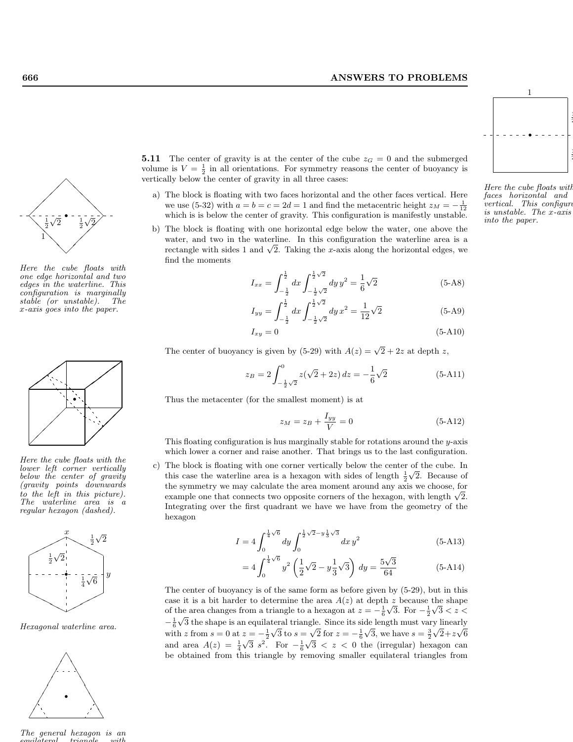**5.11** The center of gravity is at the center of the cube $z_G = 0$ and the submerged volume is $V = \frac{1}{2}$ in all orientations. For symmetry reasons the center of buoyancy is vertically below the center of gravity in all three cases:

a) The block is floating with two faces horizontal and the other faces vertical. Here we use (5-32) with $a = b = c = 2d = 1$ and find the metacentric height $z_M = -\frac{1}{12}$ which is is below the center of gravity. This configuration is manifestly unstable.

b) The block is floating with one horizontal edge below the water, one above the water, and two in the waterline. In this configuration the waterline area is a rectangle with sides 1 and $\sqrt{2}$. Taking the $x$-axis along the horizontal edges, we find the moments

$$I_{xx} = \int_{-\frac{1}{2}}^{\frac{1}{2}} dx \int_{-\frac{1}{2}\sqrt{2}}^{\frac{1}{2}\sqrt{2}} dy\, y^2 = \frac{1}{6}\sqrt{2} \tag{5-A8}$$

$$I_{yy} = \int_{-\frac{1}{2}}^{\frac{1}{2}} dx \int_{-\frac{1}{2}\sqrt{2}}^{\frac{1}{2}\sqrt{2}} dy\, x^2 = \frac{1}{12}\sqrt{2} \tag{5-A9}$$

$$I_{xy} = 0 \tag{5-A10}$$

The center of buoyancy is given by (5-29) with $A(z) = \sqrt{2} + 2z$ at depth $z$,

$$z_B = 2\int_{-\frac{1}{2}\sqrt{2}}^{0} z(\sqrt{2} + 2z)\, dz = -\frac{1}{6}\sqrt{2} \tag{5-A11}$$

Thus the metacenter (for the smallest moment) is at

$$z_M = z_B + \frac{I_{yy}}{V} = 0 \tag{5-A12}$$

This floating configuration is hus marginally stable for rotations around the $y$-axis which lower a corner and raise another. That brings us to the last configuration.

c) The block is floating with one corner vertically below the center of the cube. In this case the waterline area is a hexagon with sides of length $\frac{1}{2}\sqrt{2}$. Because of the symmetry we may calculate the area moment around any axis we choose, for example one that connects two opposite corners of the hexagon, with length $\sqrt{2}$. Integrating over the first quadrant we have we have from the geometry of the hexagon

$$I = 4\int_0^{\frac{1}{4}\sqrt{6}} dy \int_0^{\frac{1}{2}\sqrt{2} - y\frac{1}{3}\sqrt{3}} dx\, y^2 \tag{5-A13}$$

$$= 4\int_0^{\frac{1}{4}\sqrt{6}} y^2 \left(\frac{1}{2}\sqrt{2} - y\frac{1}{3}\sqrt{3}\right) dy = \frac{5\sqrt{3}}{64} \tag{5-A14}$$

The center of buoyancy is of the same form as before given by (5-29), but in this case it is a bit harder to determine the area $A(z)$ at depth $z$ because the shape of the area changes from a triangle to a hexagon at $z = -\frac{1}{6}\sqrt{3}$. For $-\frac{1}{2}\sqrt{3} < z < -\frac{1}{6}\sqrt{3}$ the shape is an equilateral triangle. Since its side length must vary linearly with $z$ from $s = 0$ at $z = -\frac{1}{2}\sqrt{3}$ to $s = \sqrt{2}$ for $z = -\frac{1}{6}\sqrt{3}$, we have $s = \frac{3}{2}\sqrt{2} + z\sqrt{6}$ and area $A(z) = \frac{1}{4}\sqrt{3}\ s^2$. For $-\frac{1}{6}\sqrt{3} < z < 0$ the (irregular) hexagon can be obtained from this triangle by removing smaller equilateral triangles from

*Here the cube floats with two faces horizontal and vertical. This configuration is unstable. The x-axis into the paper.*

*Here the cube floats with one edge horizontal and two edges in the waterline. This configuration is marginally stable (or unstable). The x-axis goes into the paper.*

*Here the cube floats with the lower left corner vertically below the center of gravity (gravity points downwards to the left in this picture). The waterline area is a regular hexagon (dashed).*

*Hexagonal waterline area.*

*The general hexagon is an equilateral triangle with*